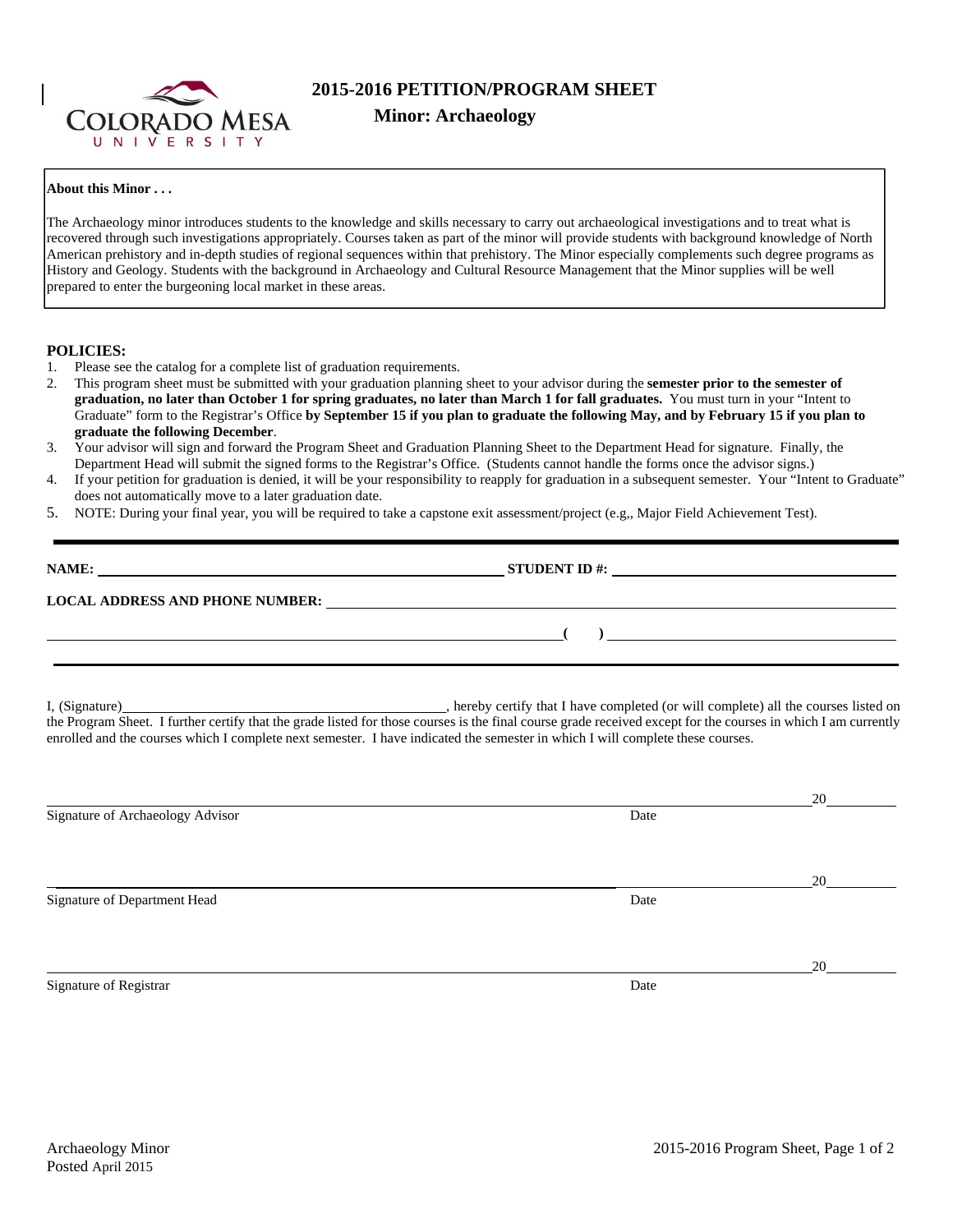# 2015-2016 PETITION/PROGRAM SHEET

## Minor: Archaeology

**About this Minor . . .**

The Archaeology minor introduces students to the knowledge and skills necessary to carry out archaeological investigations and to treat what is recovered through such investigations appropriately. Courses taken as part of the minor will provide students with background knowledge of North American prehistory and in-depth studies of regional sequences within that prehistory. The Minor especially complements such degree programs as History and Geology. Students with the background in Archaeology and Cultural Resource Management that the Minor supplies will be well prepared to enter the burgeoning local market in these areas.

**POLICIES:**

1. Please see the catalog for a complete list of graduation requirements.
2. This program sheet must be submitted with your graduation planning sheet to your advisor during the **semester prior to the semester of graduation, no later than October 1 for spring graduates, no later than March 1 for fall graduates.** You must turn in your "Intent to Graduate" form to the Registrar's Office **by September 15 if you plan to graduate the following May, and by February 15 if you plan to graduate the following December**.
3. Your advisor will sign and forward the Program Sheet and Graduation Planning Sheet to the Department Head for signature. Finally, the Department Head will submit the signed forms to the Registrar's Office. (Students cannot handle the forms once the advisor signs.)
4. If your petition for graduation is denied, it will be your responsibility to reapply for graduation in a subsequent semester. Your "Intent to Graduate" does not automatically move to a later graduation date.
5. NOTE: During your final year, you will be required to take a capstone exit assessment/project (e.g,, Major Field Achievement Test).

**NAME:** ______________________________ **STUDENT ID #:** ______________________________

**LOCAL ADDRESS AND PHONE NUMBER:** ______________________________

______________________________ **( )** ______________________________

I, (Signature)______________________________, hereby certify that I have completed (or will complete) all the courses listed on the Program Sheet. I further certify that the grade listed for those courses is the final course grade received except for the courses in which I am currently enrolled and the courses which I complete next semester. I have indicated the semester in which I will complete these courses.

______________________________ 20______
Signature of Archaeology Advisor Date

______________________________ 20______
Signature of Department Head Date

______________________________ 20______
Signature of Registrar Date

Archaeology Minor
Posted April 2015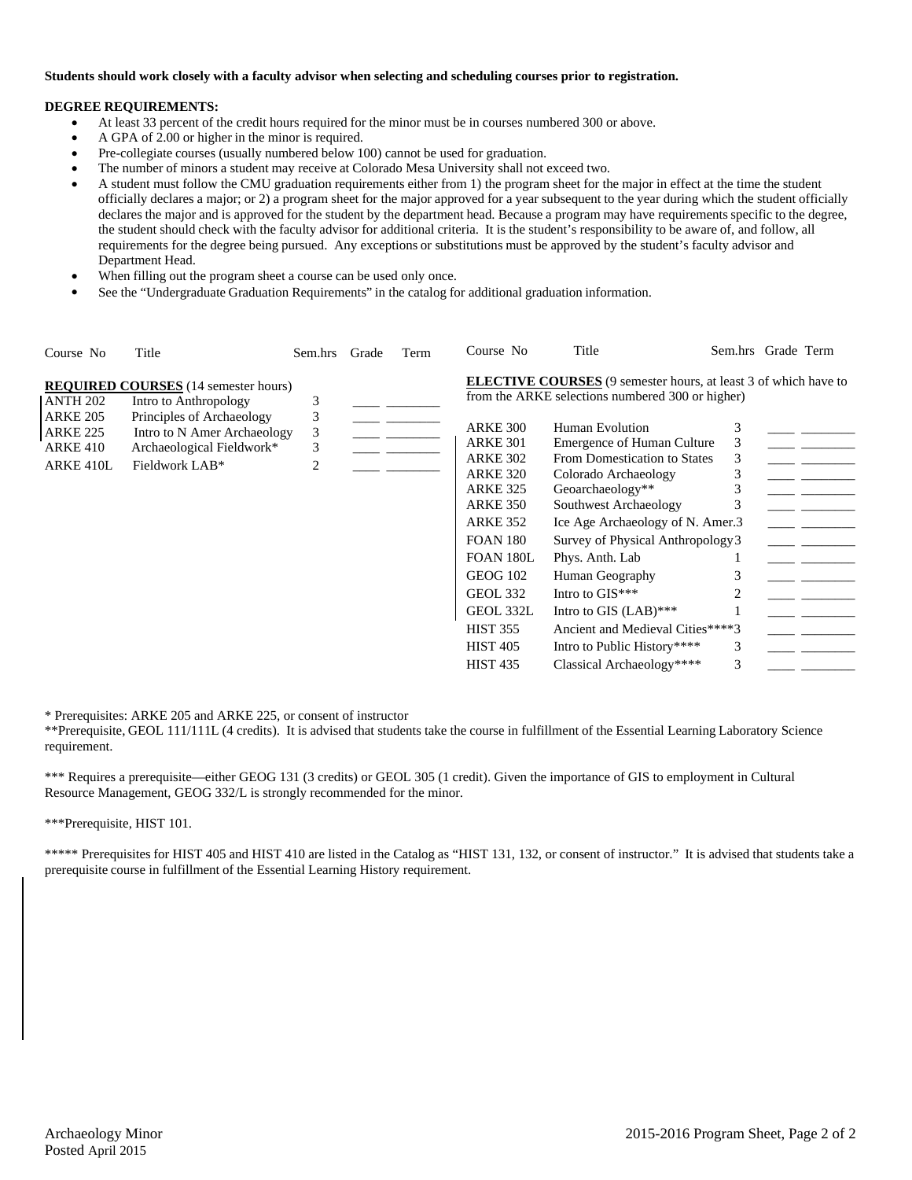**Students should work closely with a faculty advisor when selecting and scheduling courses prior to registration.**

**DEGREE REQUIREMENTS:**

- At least 33 percent of the credit hours required for the minor must be in courses numbered 300 or above.
- A GPA of 2.00 or higher in the minor is required.
- Pre-collegiate courses (usually numbered below 100) cannot be used for graduation.
- The number of minors a student may receive at Colorado Mesa University shall not exceed two.
- A student must follow the CMU graduation requirements either from 1) the program sheet for the major in effect at the time the student officially declares a major; or 2) a program sheet for the major approved for a year subsequent to the year during which the student officially declares the major and is approved for the student by the department head. Because a program may have requirements specific to the degree, the student should check with the faculty advisor for additional criteria. It is the student's responsibility to be aware of, and follow, all requirements for the degree being pursued. Any exceptions or substitutions must be approved by the student's faculty advisor and Department Head.
- When filling out the program sheet a course can be used only once.
- See the "Undergraduate Graduation Requirements" in the catalog for additional graduation information.

**REQUIRED COURSES** (14 semester hours)

| Course No | Title | Sem.hrs | Grade | Term |
|---|---|---|---|---|
| ANTH 202 | Intro to Anthropology | 3 | ____ | ________ |
| ARKE 205 | Principles of Archaeology | 3 | ____ | ________ |
| ARKE 225 | Intro to N Amer Archaeology | 3 | ____ | ________ |
| ARKE 410 | Archaeological Fieldwork* | 3 | ____ | ________ |
| ARKE 410L | Fieldwork LAB* | 2 | ____ | ________ |

**ELECTIVE COURSES** (9 semester hours, at least 3 of which have to from the ARKE selections numbered 300 or higher)

| Course No | Title | Sem.hrs | Grade | Term |
|---|---|---|---|---|
| ARKE 300 | Human Evolution | 3 | ____ | ________ |
| ARKE 301 | Emergence of Human Culture | 3 | ____ | ________ |
| ARKE 302 | From Domestication to States | 3 | ____ | ________ |
| ARKE 320 | Colorado Archaeology | 3 | ____ | ________ |
| ARKE 325 | Geoarchaeology** | 3 | ____ | ________ |
| ARKE 350 | Southwest Archaeology | 3 | ____ | ________ |
| ARKE 352 | Ice Age Archaeology of N. Amer. | 3 | ____ | ________ |
| FOAN 180 | Survey of Physical Anthropology | 3 | ____ | ________ |
| FOAN 180L | Phys. Anth. Lab | 1 | ____ | ________ |
| GEOG 102 | Human Geography | 3 | ____ | ________ |
| GEOL 332 | Intro to GIS*** | 2 | ____ | ________ |
| GEOL 332L | Intro to GIS (LAB)*** | 1 | ____ | ________ |
| HIST 355 | Ancient and Medieval Cities**** | 3 | ____ | ________ |
| HIST 405 | Intro to Public History**** | 3 | ____ | ________ |
| HIST 435 | Classical Archaeology**** | 3 | ____ | ________ |

* Prerequisites: ARKE 205 and ARKE 225, or consent of instructor

**Prerequisite, GEOL 111/111L (4 credits). It is advised that students take the course in fulfillment of the Essential Learning Laboratory Science requirement.

*** Requires a prerequisite—either GEOG 131 (3 credits) or GEOL 305 (1 credit). Given the importance of GIS to employment in Cultural Resource Management, GEOG 332/L is strongly recommended for the minor.

***Prerequisite, HIST 101.

***** Prerequisites for HIST 405 and HIST 410 are listed in the Catalog as "HIST 131, 132, or consent of instructor." It is advised that students take a prerequisite course in fulfillment of the Essential Learning History requirement.

Archaeology Minor
Posted April 2015

2015-2016 Program Sheet